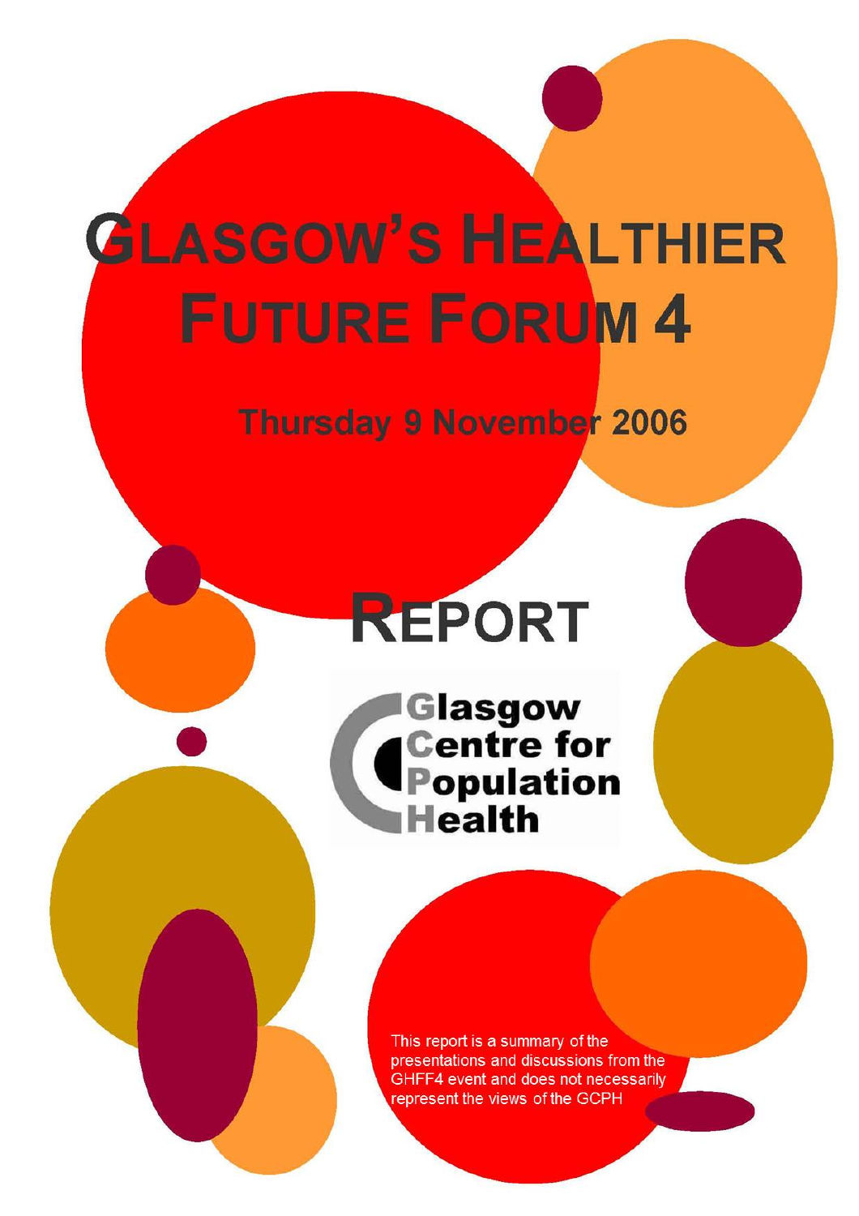# Glasgow's Healthier Future Forum 4

## Thursday 9 November 2006

# Report

Glasgow Centre for Population Health

This report is a summary of the presentations and discussions from the GHFF4 event and does not necessarily represent the views of the GCPH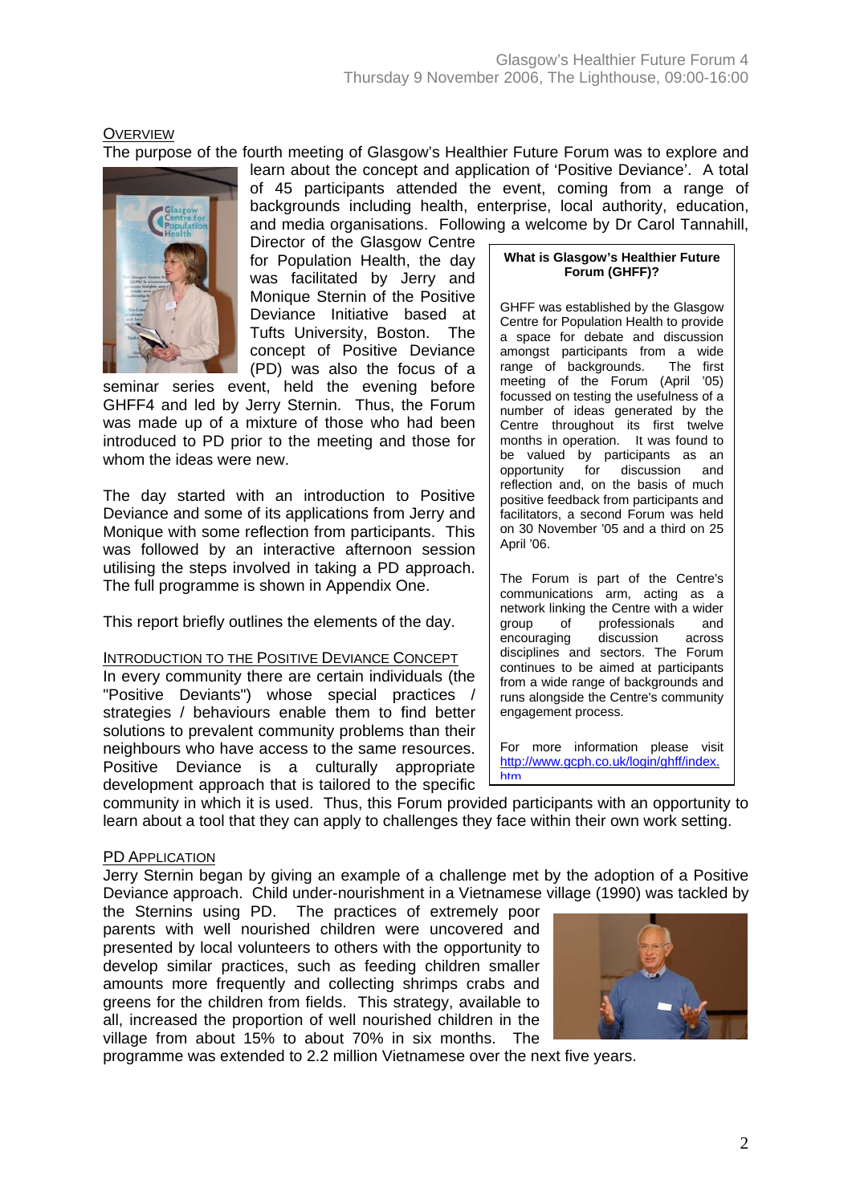## Overview

The purpose of the fourth meeting of Glasgow's Healthier Future Forum was to explore and learn about the concept and application of 'Positive Deviance'. A total of 45 participants attended the event, coming from a range of backgrounds including health, enterprise, local authority, education, and media organisations. Following a welcome by Dr Carol Tannahill, Director of the Glasgow Centre for Population Health, the day was facilitated by Jerry and Monique Sternin of the Positive Deviance Initiative based at Tufts University, Boston. The concept of Positive Deviance (PD) was also the focus of a seminar series event, held the evening before GHFF4 and led by Jerry Sternin. Thus, the Forum was made up of a mixture of those who had been introduced to PD prior to the meeting and those for whom the ideas were new.

The day started with an introduction to Positive Deviance and some of its applications from Jerry and Monique with some reflection from participants. This was followed by an interactive afternoon session utilising the steps involved in taking a PD approach. The full programme is shown in Appendix One.

This report briefly outlines the elements of the day.

> **What is Glasgow's Healthier Future Forum (GHFF)?**
>
> GHFF was established by the Glasgow Centre for Population Health to provide a space for debate and discussion amongst participants from a wide range of backgrounds. The first meeting of the Forum (April '05) focussed on testing the usefulness of a number of ideas generated by the Centre throughout its first twelve months in operation. It was found to be valued by participants as an opportunity for discussion and reflection and, on the basis of much positive feedback from participants and facilitators, a second Forum was held on 30 November '05 and a third on 25 April '06.
>
> The Forum is part of the Centre's communications arm, acting as a network linking the Centre with a wider group of professionals and encouraging discussion across disciplines and sectors. The Forum continues to be aimed at participants from a wide range of backgrounds and runs alongside the Centre's community engagement process.
>
> For more information please visit http://www.gcph.co.uk/login/ghff/index.htm

## Introduction to the Positive Deviance Concept

In every community there are certain individuals (the "Positive Deviants") whose special practices / strategies / behaviours enable them to find better solutions to prevalent community problems than their neighbours who have access to the same resources. Positive Deviance is a culturally appropriate development approach that is tailored to the specific community in which it is used. Thus, this Forum provided participants with an opportunity to learn about a tool that they can apply to challenges they face within their own work setting.

## PD Application

Jerry Sternin began by giving an example of a challenge met by the adoption of a Positive Deviance approach. Child under-nourishment in a Vietnamese village (1990) was tackled by the Sternins using PD. The practices of extremely poor parents with well nourished children were uncovered and presented by local volunteers to others with the opportunity to develop similar practices, such as feeding children smaller amounts more frequently and collecting shrimps crabs and greens for the children from fields. This strategy, available to all, increased the proportion of well nourished children in the village from about 15% to about 70% in six months. The programme was extended to 2.2 million Vietnamese over the next five years.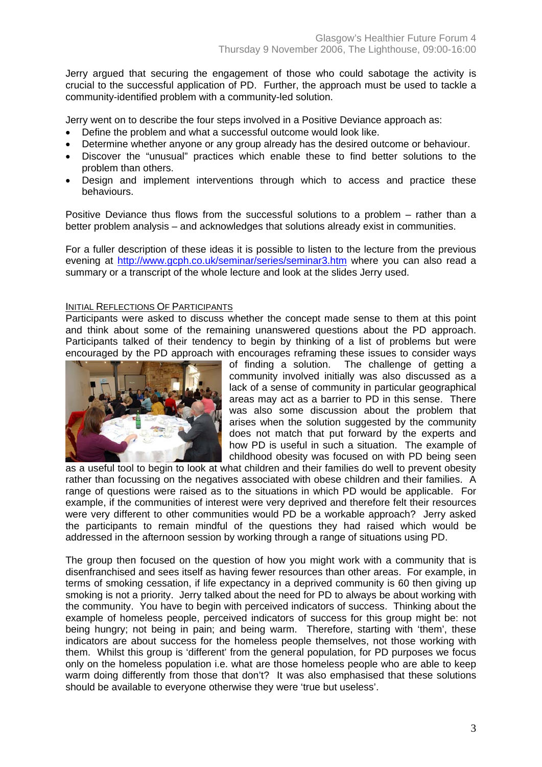Jerry argued that securing the engagement of those who could sabotage the activity is crucial to the successful application of PD. Further, the approach must be used to tackle a community-identified problem with a community-led solution.

Jerry went on to describe the four steps involved in a Positive Deviance approach as:

- Define the problem and what a successful outcome would look like.
- Determine whether anyone or any group already has the desired outcome or behaviour.
- Discover the "unusual" practices which enable these to find better solutions to the problem than others.
- Design and implement interventions through which to access and practice these behaviours.

Positive Deviance thus flows from the successful solutions to a problem – rather than a better problem analysis – and acknowledges that solutions already exist in communities.

For a fuller description of these ideas it is possible to listen to the lecture from the previous evening at http://www.gcph.co.uk/seminar/series/seminar3.htm where you can also read a summary or a transcript of the whole lecture and look at the slides Jerry used.

### INITIAL REFLECTIONS OF PARTICIPANTS

Participants were asked to discuss whether the concept made sense to them at this point and think about some of the remaining unanswered questions about the PD approach. Participants talked of their tendency to begin by thinking of a list of problems but were encouraged by the PD approach with encourages reframing these issues to consider ways of finding a solution. The challenge of getting a community involved initially was also discussed as a lack of a sense of community in particular geographical areas may act as a barrier to PD in this sense. There was also some discussion about the problem that arises when the solution suggested by the community does not match that put forward by the experts and how PD is useful in such a situation. The example of childhood obesity was focused on with PD being seen as a useful tool to begin to look at what children and their families do well to prevent obesity rather than focussing on the negatives associated with obese children and their families. A range of questions were raised as to the situations in which PD would be applicable. For example, if the communities of interest were very deprived and therefore felt their resources were very different to other communities would PD be a workable approach? Jerry asked the participants to remain mindful of the questions they had raised which would be addressed in the afternoon session by working through a range of situations using PD.

The group then focused on the question of how you might work with a community that is disenfranchised and sees itself as having fewer resources than other areas. For example, in terms of smoking cessation, if life expectancy in a deprived community is 60 then giving up smoking is not a priority. Jerry talked about the need for PD to always be about working with the community. You have to begin with perceived indicators of success. Thinking about the example of homeless people, perceived indicators of success for this group might be: not being hungry; not being in pain; and being warm. Therefore, starting with 'them', these indicators are about success for the homeless people themselves, not those working with them. Whilst this group is 'different' from the general population, for PD purposes we focus only on the homeless population i.e. what are those homeless people who are able to keep warm doing differently from those that don't? It was also emphasised that these solutions should be available to everyone otherwise they were 'true but useless'.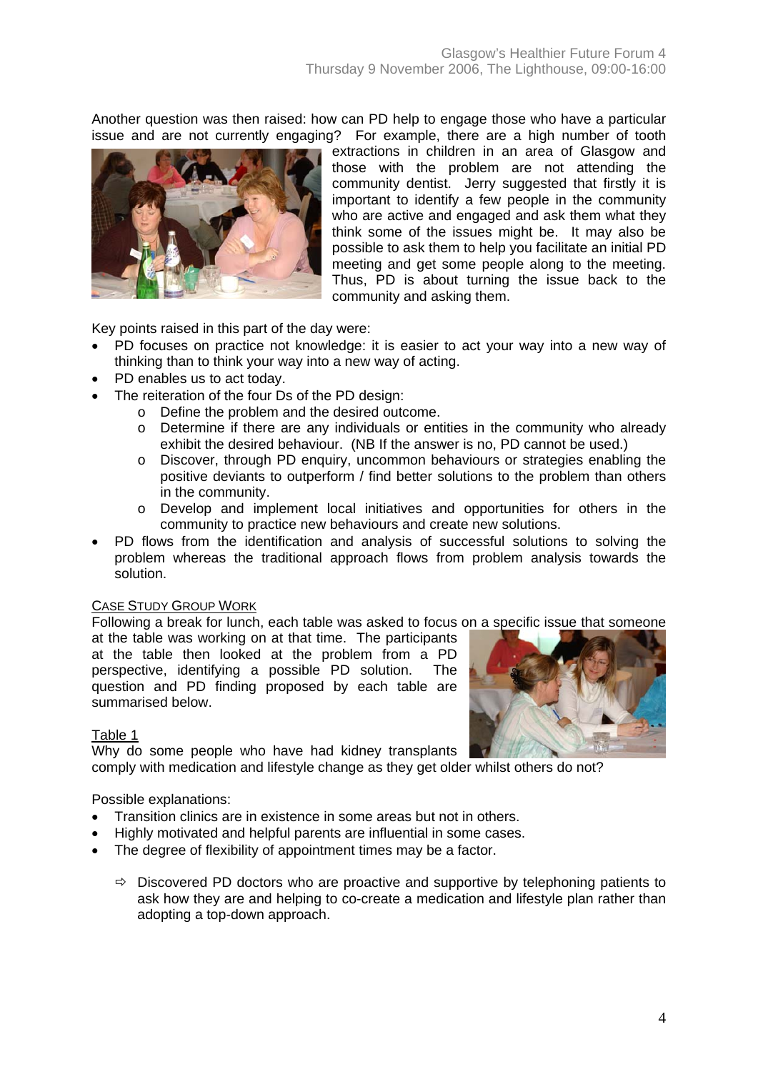Another question was then raised: how can PD help to engage those who have a particular issue and are not currently engaging? For example, there are a high number of tooth extractions in children in an area of Glasgow and those with the problem are not attending the community dentist. Jerry suggested that firstly it is important to identify a few people in the community who are active and engaged and ask them what they think some of the issues might be. It may also be possible to ask them to help you facilitate an initial PD meeting and get some people along to the meeting. Thus, PD is about turning the issue back to the community and asking them.

Key points raised in this part of the day were:

- PD focuses on practice not knowledge: it is easier to act your way into a new way of thinking than to think your way into a new way of acting.
- PD enables us to act today.
- The reiteration of the four Ds of the PD design:
  - Define the problem and the desired outcome.
  - Determine if there are any individuals or entities in the community who already exhibit the desired behaviour. (NB If the answer is no, PD cannot be used.)
  - Discover, through PD enquiry, uncommon behaviours or strategies enabling the positive deviants to outperform / find better solutions to the problem than others in the community.
  - Develop and implement local initiatives and opportunities for others in the community to practice new behaviours and create new solutions.
- PD flows from the identification and analysis of successful solutions to solving the problem whereas the traditional approach flows from problem analysis towards the solution.

<u>CASE STUDY GROUP WORK</u>

Following a break for lunch, each table was asked to focus on a specific issue that someone at the table was working on at that time. The participants at the table then looked at the problem from a PD perspective, identifying a possible PD solution. The question and PD finding proposed by each table are summarised below.

<u>Table 1</u>

Why do some people who have had kidney transplants comply with medication and lifestyle change as they get older whilst others do not?

Possible explanations:

- Transition clinics are in existence in some areas but not in others.
- Highly motivated and helpful parents are influential in some cases.
- The degree of flexibility of appointment times may be a factor.

  ⇨ Discovered PD doctors who are proactive and supportive by telephoning patients to ask how they are and helping to co-create a medication and lifestyle plan rather than adopting a top-down approach.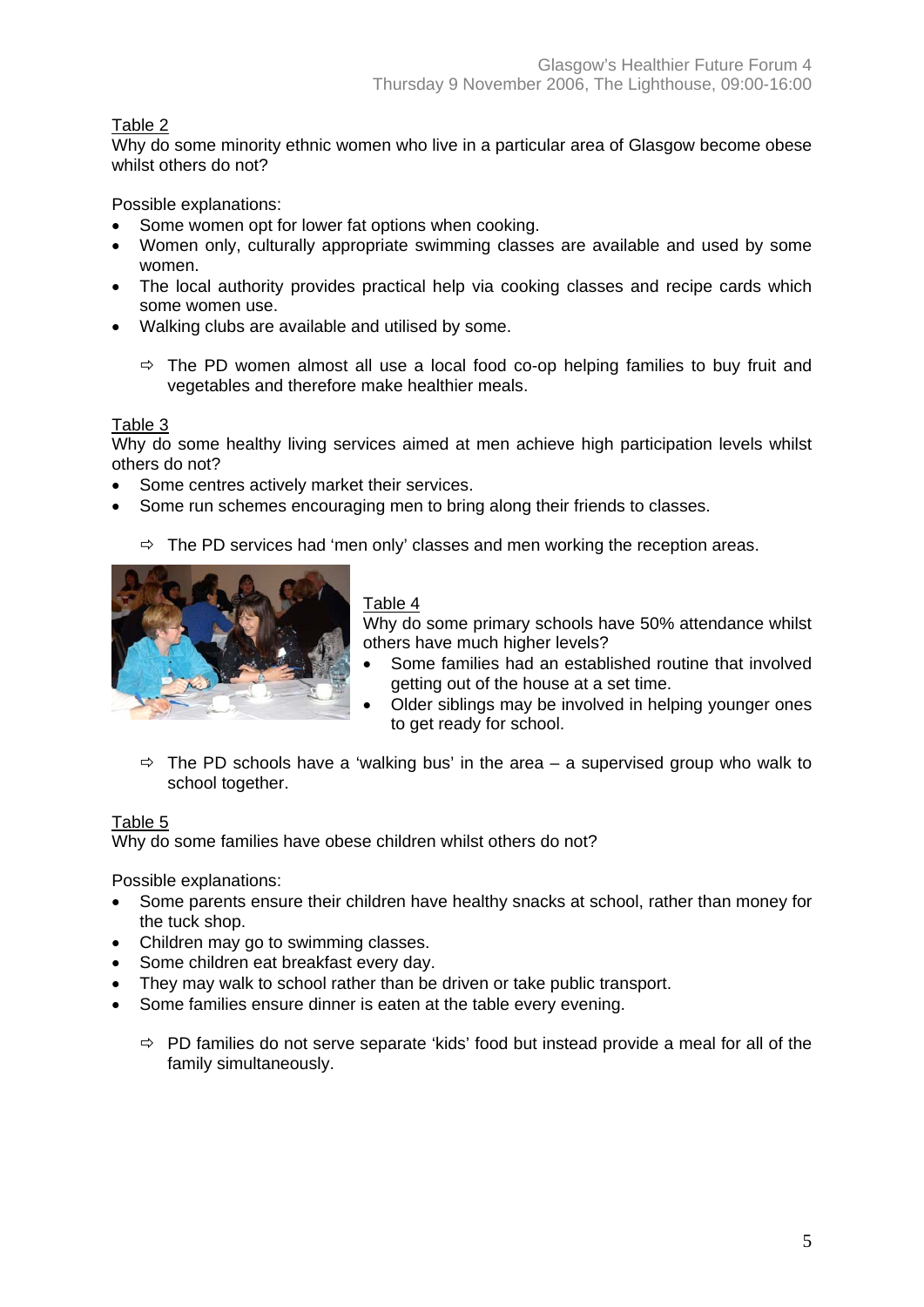Table 2

Why do some minority ethnic women who live in a particular area of Glasgow become obese whilst others do not?

Possible explanations:

- Some women opt for lower fat options when cooking.
- Women only, culturally appropriate swimming classes are available and used by some women.
- The local authority provides practical help via cooking classes and recipe cards which some women use.
- Walking clubs are available and utilised by some.

  ⇨ The PD women almost all use a local food co-op helping families to buy fruit and vegetables and therefore make healthier meals.

Table 3

Why do some healthy living services aimed at men achieve high participation levels whilst others do not?

- Some centres actively market their services.
- Some run schemes encouraging men to bring along their friends to classes.

  ⇨ The PD services had 'men only' classes and men working the reception areas.

Table 4

Why do some primary schools have 50% attendance whilst others have much higher levels?

- Some families had an established routine that involved getting out of the house at a set time.
- Older siblings may be involved in helping younger ones to get ready for school.

  ⇨ The PD schools have a 'walking bus' in the area – a supervised group who walk to school together.

Table 5

Why do some families have obese children whilst others do not?

Possible explanations:

- Some parents ensure their children have healthy snacks at school, rather than money for the tuck shop.
- Children may go to swimming classes.
- Some children eat breakfast every day.
- They may walk to school rather than be driven or take public transport.
- Some families ensure dinner is eaten at the table every evening.

  ⇨ PD families do not serve separate 'kids' food but instead provide a meal for all of the family simultaneously.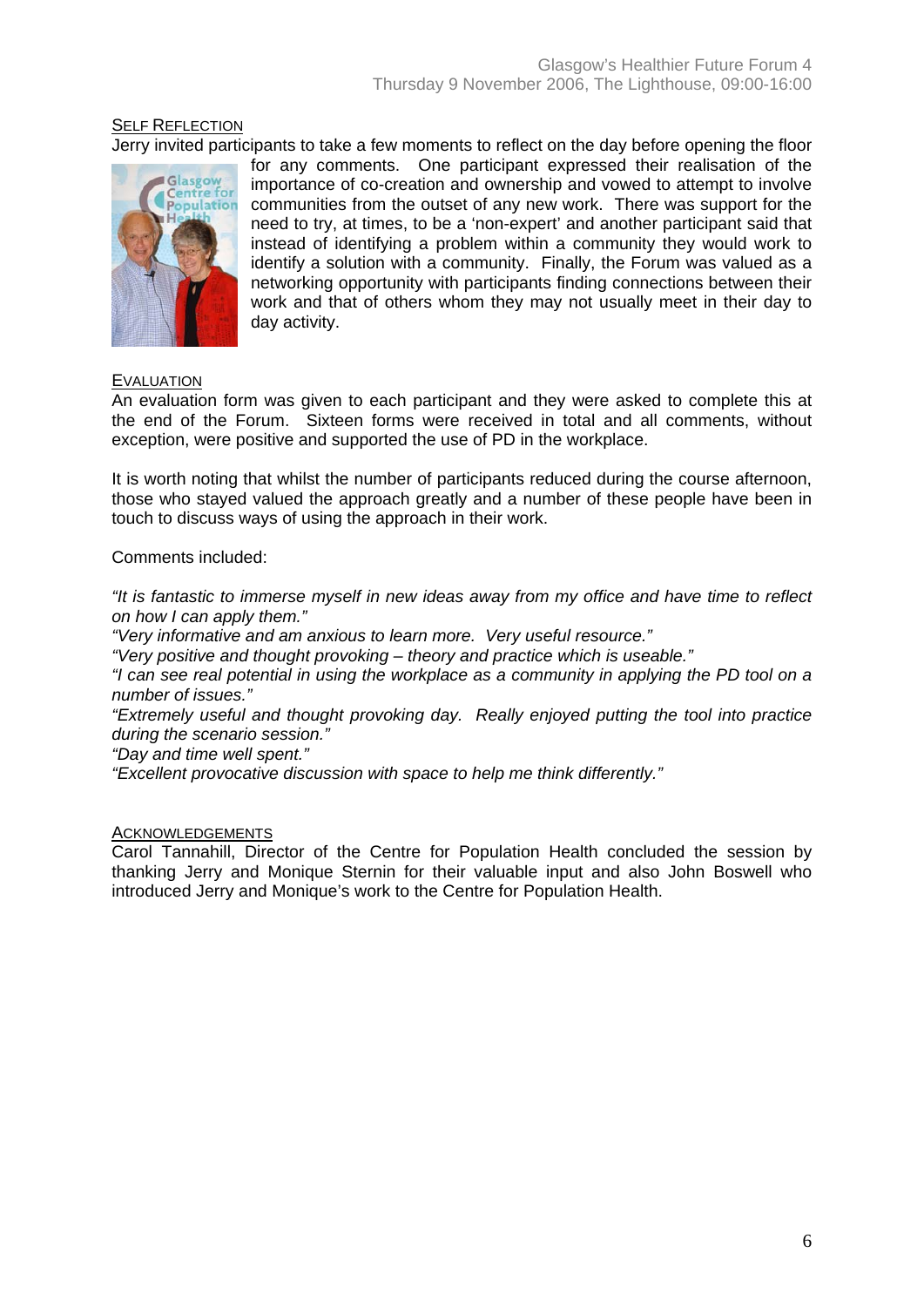## Self Reflection

Jerry invited participants to take a few moments to reflect on the day before opening the floor for any comments. One participant expressed their realisation of the importance of co-creation and ownership and vowed to attempt to involve communities from the outset of any new work. There was support for the need to try, at times, to be a 'non-expert' and another participant said that instead of identifying a problem within a community they would work to identify a solution with a community. Finally, the Forum was valued as a networking opportunity with participants finding connections between their work and that of others whom they may not usually meet in their day to day activity.

## Evaluation

An evaluation form was given to each participant and they were asked to complete this at the end of the Forum. Sixteen forms were received in total and all comments, without exception, were positive and supported the use of PD in the workplace.

It is worth noting that whilst the number of participants reduced during the course afternoon, those who stayed valued the approach greatly and a number of these people have been in touch to discuss ways of using the approach in their work.

Comments included:

*"It is fantastic to immerse myself in new ideas away from my office and have time to reflect on how I can apply them."*
*"Very informative and am anxious to learn more. Very useful resource."*
*"Very positive and thought provoking – theory and practice which is useable."*
*"I can see real potential in using the workplace as a community in applying the PD tool on a number of issues."*
*"Extremely useful and thought provoking day. Really enjoyed putting the tool into practice during the scenario session."*
*"Day and time well spent."*
*"Excellent provocative discussion with space to help me think differently."*

## Acknowledgements

Carol Tannahill, Director of the Centre for Population Health concluded the session by thanking Jerry and Monique Sternin for their valuable input and also John Boswell who introduced Jerry and Monique's work to the Centre for Population Health.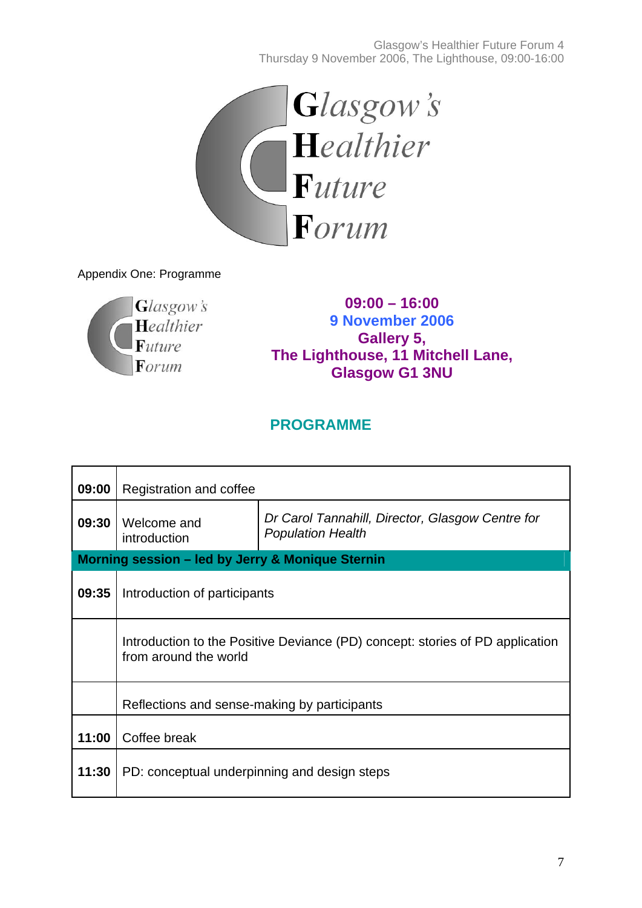Appendix One: Programme

**09:00 – 16:00**
**9 November 2006**
**Gallery 5,**
**The Lighthouse, 11 Mitchell Lane,**
**Glasgow G1 3NU**

## PROGRAMME

| | | |
|---|---|---|
| **09:00** | Registration and coffee | |
| **09:30** | Welcome and introduction | *Dr Carol Tannahill, Director, Glasgow Centre for Population Health* |
| **Morning session – led by Jerry & Monique Sternin** | | |
| **09:35** | Introduction of participants | |
| | Introduction to the Positive Deviance (PD) concept: stories of PD application from around the world | |
| | Reflections and sense-making by participants | |
| **11:00** | Coffee break | |
| **11:30** | PD: conceptual underpinning and design steps | |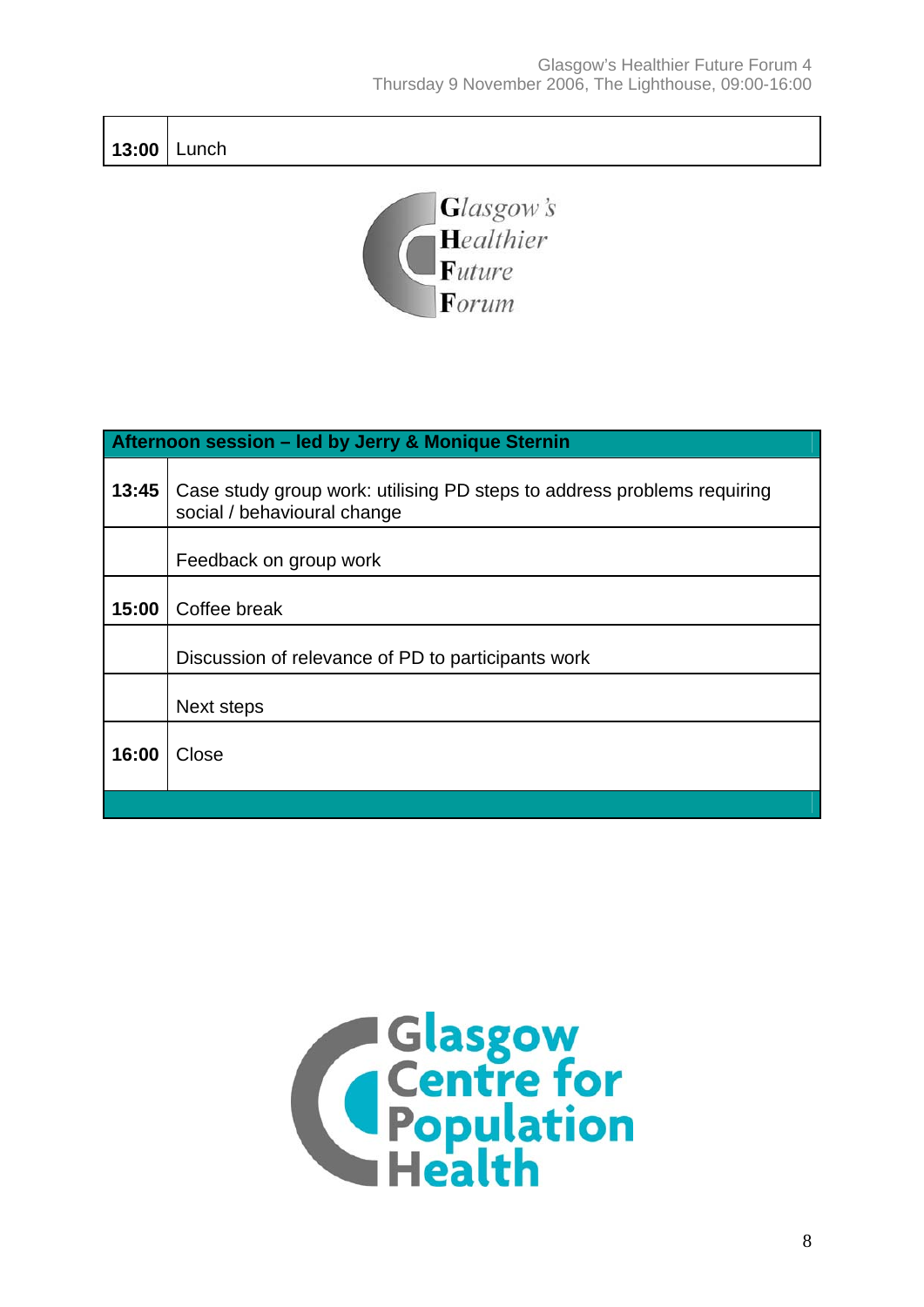| 13:00 | Lunch |
|---|---|

| Afternoon session – led by Jerry & Monique Sternin | |
|---|---|
| 13:45 | Case study group work: utilising PD steps to address problems requiring social / behavioural change |
| | Feedback on group work |
| 15:00 | Coffee break |
| | Discussion of relevance of PD to participants work |
| | Next steps |
| 16:00 | Close |